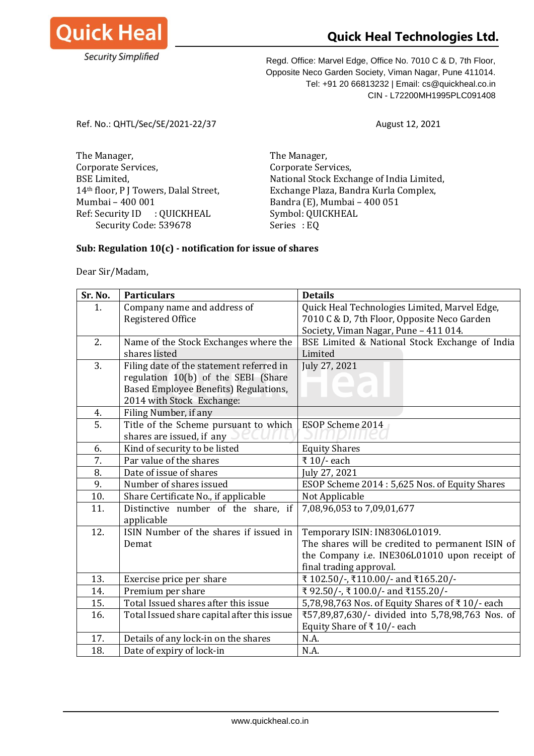**Quick Heal**
*Security Simplified*

**Quick Heal Technologies Ltd.**

Regd. Office: Marvel Edge, Office No. 7010 C & D, 7th Floor,
Opposite Neco Garden Society, Viman Nagar, Pune 411014.
Tel: +91 20 66813232 | Email: cs@quickheal.co.in
CIN - L72200MH1995PLC091408

Ref. No.: QHTL/Sec/SE/2021-22/37

August 12, 2021

The Manager,
Corporate Services,
BSE Limited,
14th floor, P J Towers, Dalal Street,
Mumbai – 400 001
Ref: Security ID : QUICKHEAL
Security Code: 539678

The Manager,
Corporate Services,
National Stock Exchange of India Limited,
Exchange Plaza, Bandra Kurla Complex,
Bandra (E), Mumbai – 400 051
Symbol: QUICKHEAL
Series : EQ

**Sub: Regulation 10(c) - notification for issue of shares**

Dear Sir/Madam,

| Sr. No. | Particulars | Details |
|---|---|---|
| 1. | Company name and address of Registered Office | Quick Heal Technologies Limited, Marvel Edge, 7010 C & D, 7th Floor, Opposite Neco Garden Society, Viman Nagar, Pune – 411 014. |
| 2. | Name of the Stock Exchanges where the shares listed | BSE Limited & National Stock Exchange of India Limited |
| 3. | Filing date of the statement referred in regulation 10(b) of the SEBI (Share Based Employee Benefits) Regulations, 2014 with Stock Exchange: | July 27, 2021 |
| 4. | Filing Number, if any | |
| 5. | Title of the Scheme pursuant to which shares are issued, if any | ESOP Scheme 2014 |
| 6. | Kind of security to be listed | Equity Shares |
| 7. | Par value of the shares | ₹ 10/- each |
| 8. | Date of issue of shares | July 27, 2021 |
| 9. | Number of shares issued | ESOP Scheme 2014 : 5,625 Nos. of Equity Shares |
| 10. | Share Certificate No., if applicable | Not Applicable |
| 11. | Distinctive number of the share, if applicable | 7,08,96,053 to 7,09,01,677 |
| 12. | ISIN Number of the shares if issued in Demat | Temporary ISIN: IN8306L01019. The shares will be credited to permanent ISIN of the Company i.e. INE306L01010 upon receipt of final trading approval. |
| 13. | Exercise price per share | ₹ 102.50/-, ₹110.00/- and ₹165.20/- |
| 14. | Premium per share | ₹ 92.50/-, ₹ 100.0/- and ₹155.20/- |
| 15. | Total Issued shares after this issue | 5,78,98,763 Nos. of Equity Shares of ₹ 10/- each |
| 16. | Total Issued share capital after this issue | ₹57,89,87,630/- divided into 5,78,98,763 Nos. of Equity Share of ₹ 10/- each |
| 17. | Details of any lock-in on the shares | N.A. |
| 18. | Date of expiry of lock-in | N.A. |

www.quickheal.co.in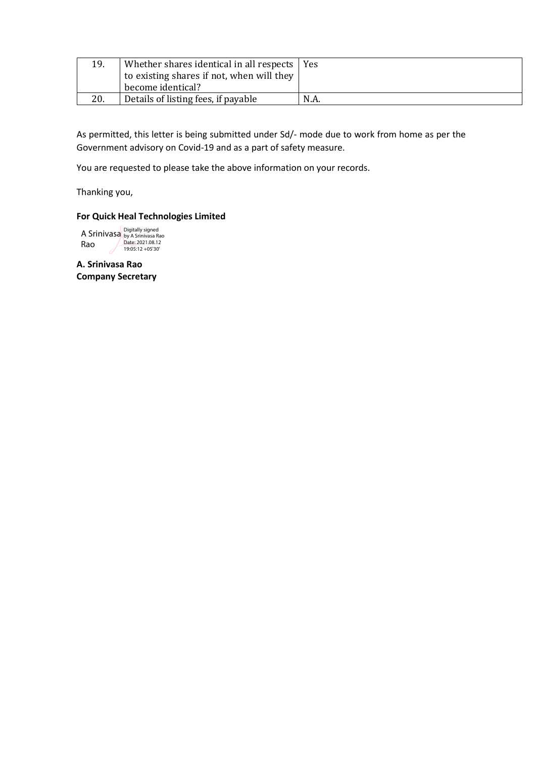| | | |
|---|---|---|
| 19. | Whether shares identical in all respects to existing shares if not, when will they become identical? | Yes |
| 20. | Details of listing fees, if payable | N.A. |

As permitted, this letter is being submitted under Sd/- mode due to work from home as per the Government advisory on Covid-19 and as a part of safety measure.

You are requested to please take the above information on your records.

Thanking you,

**For Quick Heal Technologies Limited**

A Srinivasa Rao Digitally signed by A Srinivasa Rao Date: 2021.08.12 19:05:12 +05'30'

**A. Srinivasa Rao**
**Company Secretary**